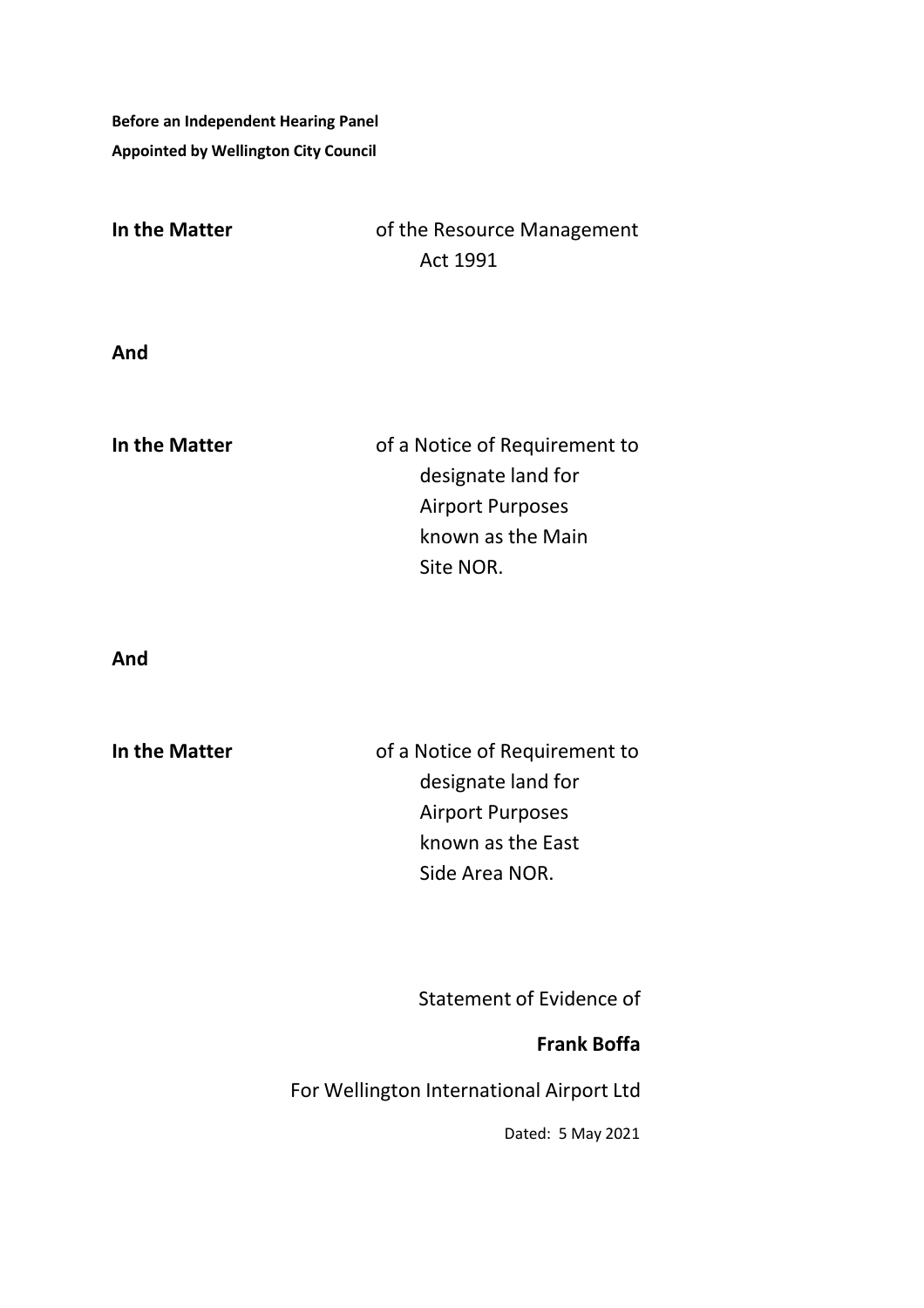**Before an Independent Hearing Panel**
**Appointed by Wellington City Council**

**In the Matter** of the Resource Management Act 1991

**And**

**In the Matter** of a Notice of Requirement to designate land for Airport Purposes known as the Main Site NOR.

**And**

**In the Matter** of a Notice of Requirement to designate land for Airport Purposes known as the East Side Area NOR.

Statement of Evidence of

**Frank Boffa**

For Wellington International Airport Ltd

Dated: 5 May 2021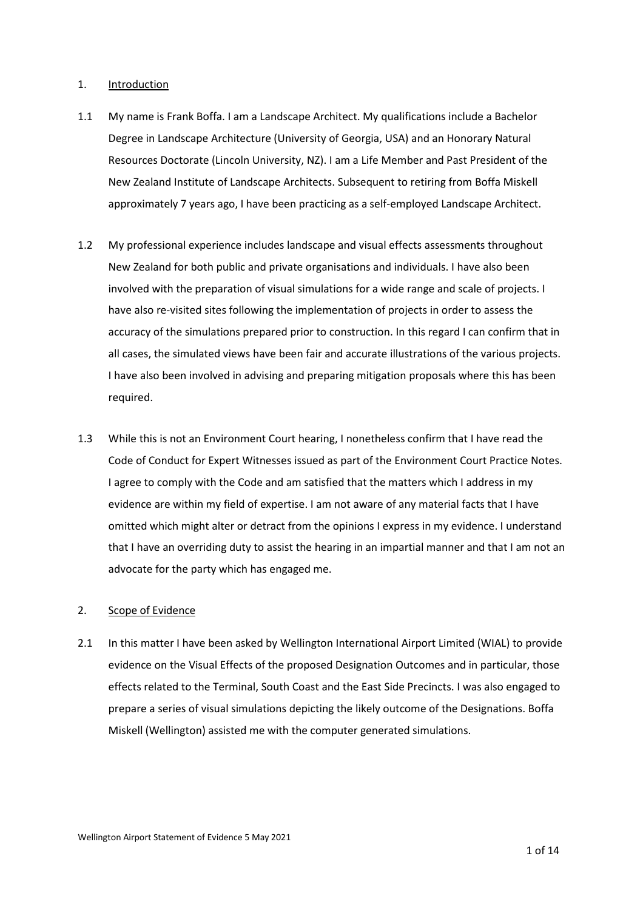1. Introduction

1.1 My name is Frank Boffa. I am a Landscape Architect. My qualifications include a Bachelor Degree in Landscape Architecture (University of Georgia, USA) and an Honorary Natural Resources Doctorate (Lincoln University, NZ). I am a Life Member and Past President of the New Zealand Institute of Landscape Architects. Subsequent to retiring from Boffa Miskell approximately 7 years ago, I have been practicing as a self-employed Landscape Architect.

1.2 My professional experience includes landscape and visual effects assessments throughout New Zealand for both public and private organisations and individuals. I have also been involved with the preparation of visual simulations for a wide range and scale of projects. I have also re-visited sites following the implementation of projects in order to assess the accuracy of the simulations prepared prior to construction. In this regard I can confirm that in all cases, the simulated views have been fair and accurate illustrations of the various projects. I have also been involved in advising and preparing mitigation proposals where this has been required.

1.3 While this is not an Environment Court hearing, I nonetheless confirm that I have read the Code of Conduct for Expert Witnesses issued as part of the Environment Court Practice Notes. I agree to comply with the Code and am satisfied that the matters which I address in my evidence are within my field of expertise. I am not aware of any material facts that I have omitted which might alter or detract from the opinions I express in my evidence. I understand that I have an overriding duty to assist the hearing in an impartial manner and that I am not an advocate for the party which has engaged me.

2. Scope of Evidence

2.1 In this matter I have been asked by Wellington International Airport Limited (WIAL) to provide evidence on the Visual Effects of the proposed Designation Outcomes and in particular, those effects related to the Terminal, South Coast and the East Side Precincts. I was also engaged to prepare a series of visual simulations depicting the likely outcome of the Designations. Boffa Miskell (Wellington) assisted me with the computer generated simulations.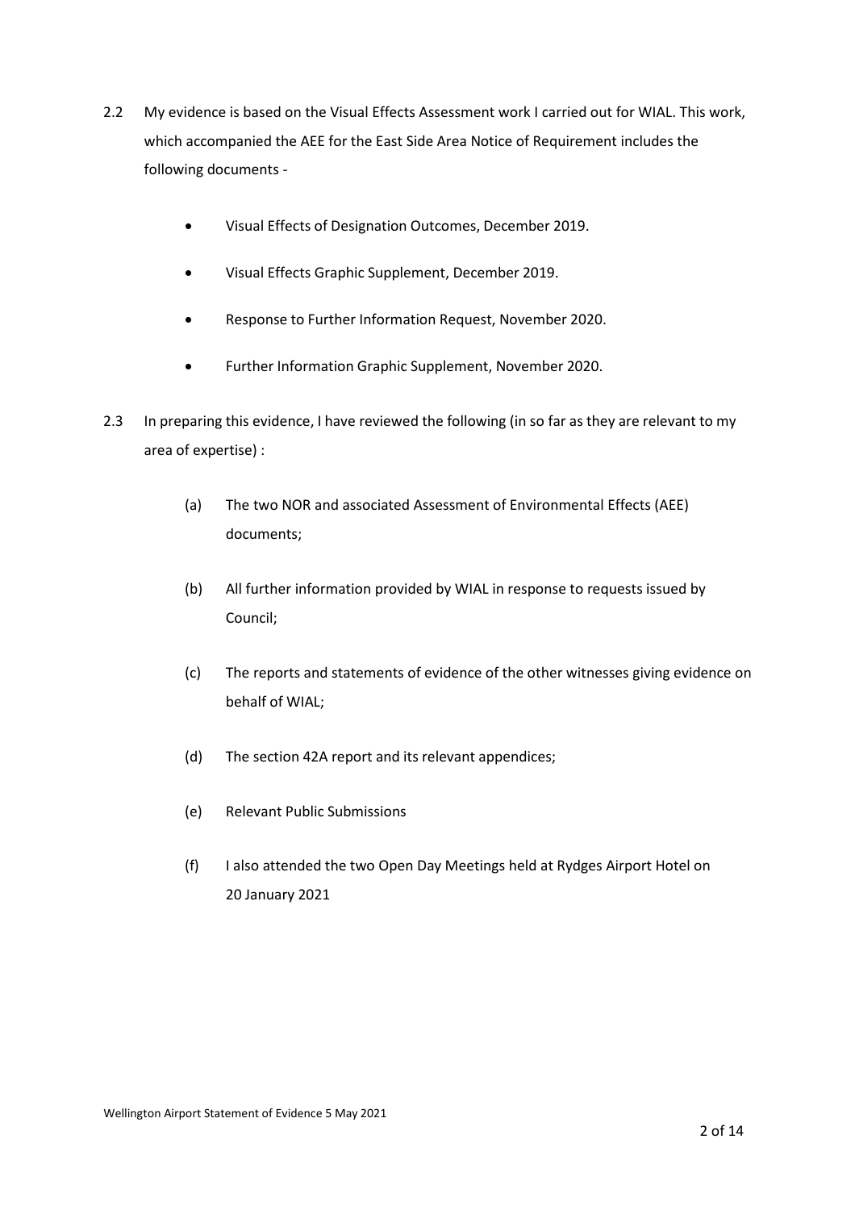2.2 My evidence is based on the Visual Effects Assessment work I carried out for WIAL. This work, which accompanied the AEE for the East Side Area Notice of Requirement includes the following documents -

- Visual Effects of Designation Outcomes, December 2019.
- Visual Effects Graphic Supplement, December 2019.
- Response to Further Information Request, November 2020.
- Further Information Graphic Supplement, November 2020.

2.3 In preparing this evidence, I have reviewed the following (in so far as they are relevant to my area of expertise) :

(a) The two NOR and associated Assessment of Environmental Effects (AEE) documents;

(b) All further information provided by WIAL in response to requests issued by Council;

(c) The reports and statements of evidence of the other witnesses giving evidence on behalf of WIAL;

(d) The section 42A report and its relevant appendices;

(e) Relevant Public Submissions

(f) I also attended the two Open Day Meetings held at Rydges Airport Hotel on 20 January 2021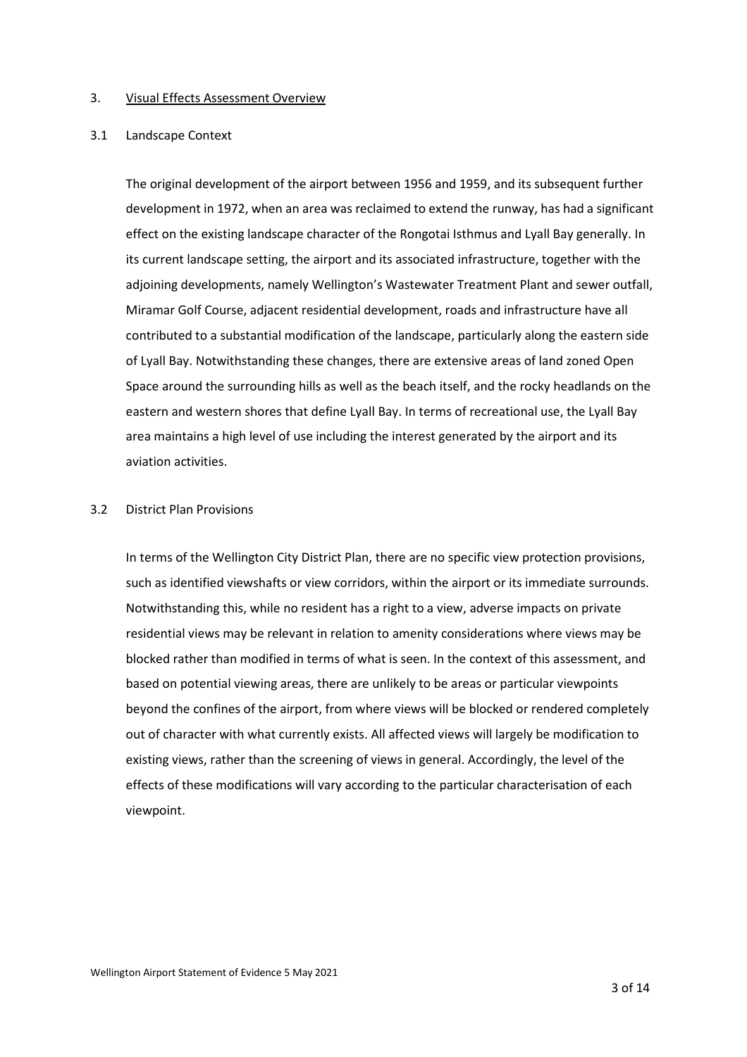## 3. <u>Visual Effects Assessment Overview</u>

### 3.1 Landscape Context

The original development of the airport between 1956 and 1959, and its subsequent further development in 1972, when an area was reclaimed to extend the runway, has had a significant effect on the existing landscape character of the Rongotai Isthmus and Lyall Bay generally. In its current landscape setting, the airport and its associated infrastructure, together with the adjoining developments, namely Wellington's Wastewater Treatment Plant and sewer outfall, Miramar Golf Course, adjacent residential development, roads and infrastructure have all contributed to a substantial modification of the landscape, particularly along the eastern side of Lyall Bay. Notwithstanding these changes, there are extensive areas of land zoned Open Space around the surrounding hills as well as the beach itself, and the rocky headlands on the eastern and western shores that define Lyall Bay. In terms of recreational use, the Lyall Bay area maintains a high level of use including the interest generated by the airport and its aviation activities.

### 3.2 District Plan Provisions

In terms of the Wellington City District Plan, there are no specific view protection provisions, such as identified viewshafts or view corridors, within the airport or its immediate surrounds. Notwithstanding this, while no resident has a right to a view, adverse impacts on private residential views may be relevant in relation to amenity considerations where views may be blocked rather than modified in terms of what is seen. In the context of this assessment, and based on potential viewing areas, there are unlikely to be areas or particular viewpoints beyond the confines of the airport, from where views will be blocked or rendered completely out of character with what currently exists. All affected views will largely be modification to existing views, rather than the screening of views in general. Accordingly, the level of the effects of these modifications will vary according to the particular characterisation of each viewpoint.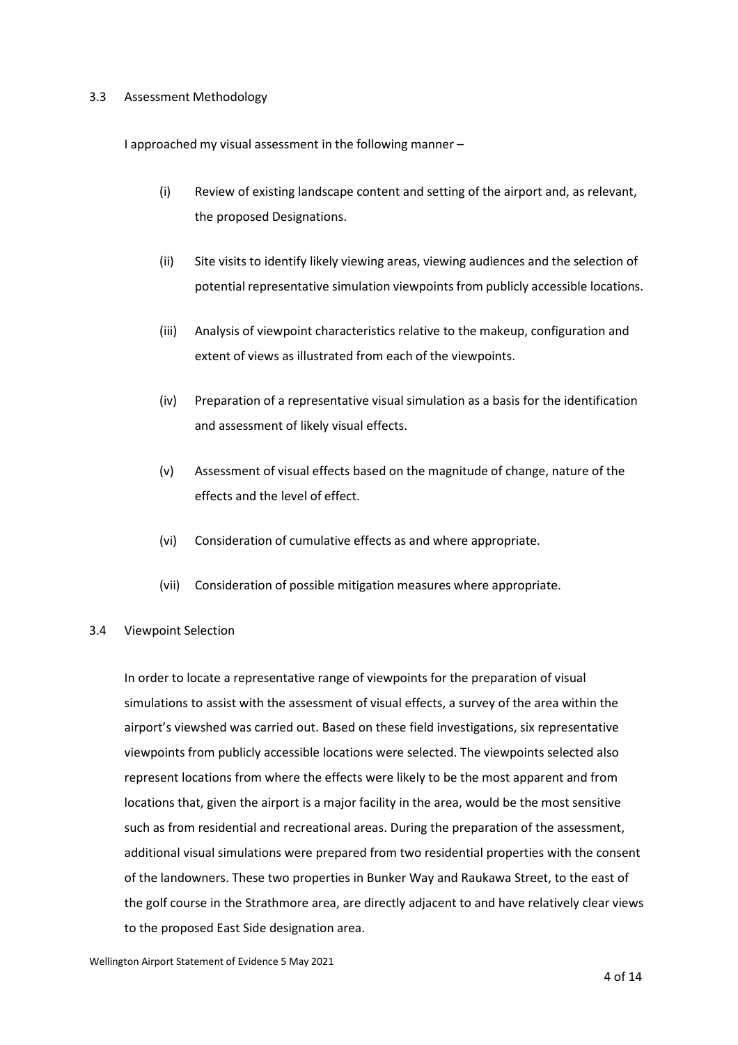### 3.3 Assessment Methodology

I approached my visual assessment in the following manner –

(i) Review of existing landscape content and setting of the airport and, as relevant, the proposed Designations.

(ii) Site visits to identify likely viewing areas, viewing audiences and the selection of potential representative simulation viewpoints from publicly accessible locations.

(iii) Analysis of viewpoint characteristics relative to the makeup, configuration and extent of views as illustrated from each of the viewpoints.

(iv) Preparation of a representative visual simulation as a basis for the identification and assessment of likely visual effects.

(v) Assessment of visual effects based on the magnitude of change, nature of the effects and the level of effect.

(vi) Consideration of cumulative effects as and where appropriate.

(vii) Consideration of possible mitigation measures where appropriate.

### 3.4 Viewpoint Selection

In order to locate a representative range of viewpoints for the preparation of visual simulations to assist with the assessment of visual effects, a survey of the area within the airport's viewshed was carried out. Based on these field investigations, six representative viewpoints from publicly accessible locations were selected. The viewpoints selected also represent locations from where the effects were likely to be the most apparent and from locations that, given the airport is a major facility in the area, would be the most sensitive such as from residential and recreational areas. During the preparation of the assessment, additional visual simulations were prepared from two residential properties with the consent of the landowners. These two properties in Bunker Way and Raukawa Street, to the east of the golf course in the Strathmore area, are directly adjacent to and have relatively clear views to the proposed East Side designation area.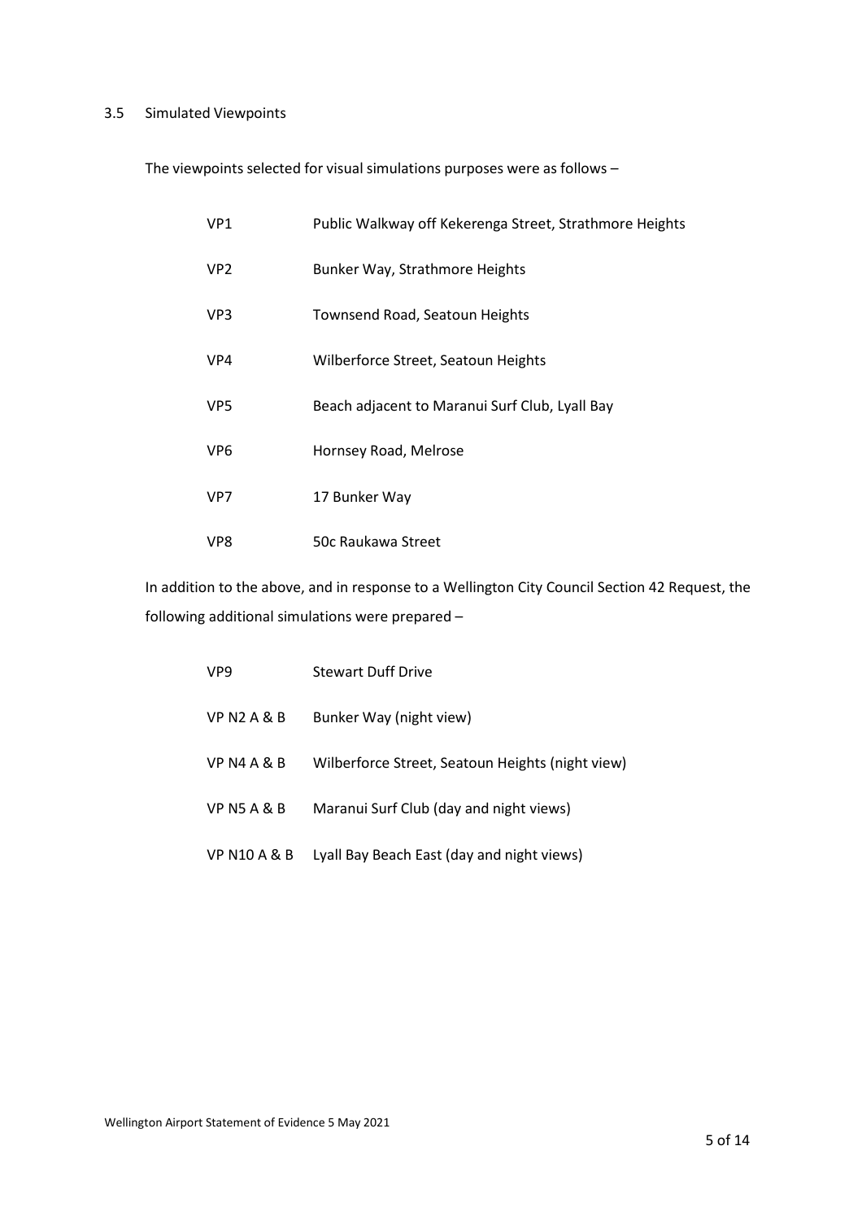### 3.5 Simulated Viewpoints

The viewpoints selected for visual simulations purposes were as follows –

| | |
|---|---|
| VP1 | Public Walkway off Kekerenga Street, Strathmore Heights |
| VP2 | Bunker Way, Strathmore Heights |
| VP3 | Townsend Road, Seatoun Heights |
| VP4 | Wilberforce Street, Seatoun Heights |
| VP5 | Beach adjacent to Maranui Surf Club, Lyall Bay |
| VP6 | Hornsey Road, Melrose |
| VP7 | 17 Bunker Way |
| VP8 | 50c Raukawa Street |

In addition to the above, and in response to a Wellington City Council Section 42 Request, the following additional simulations were prepared –

| | |
|---|---|
| VP9 | Stewart Duff Drive |
| VP N2 A & B | Bunker Way (night view) |
| VP N4 A & B | Wilberforce Street, Seatoun Heights (night view) |
| VP N5 A & B | Maranui Surf Club (day and night views) |
| VP N10 A & B | Lyall Bay Beach East (day and night views) |

Wellington Airport Statement of Evidence 5 May 2021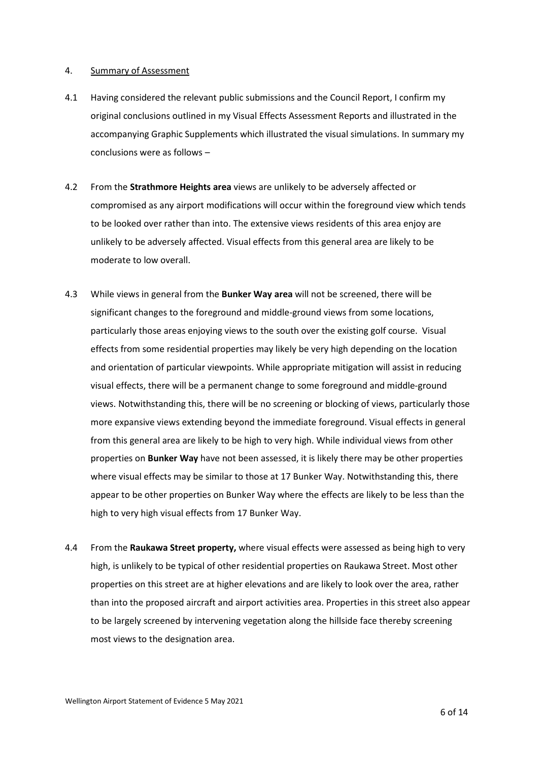4. <u>Summary of Assessment</u>

4.1 Having considered the relevant public submissions and the Council Report, I confirm my original conclusions outlined in my Visual Effects Assessment Reports and illustrated in the accompanying Graphic Supplements which illustrated the visual simulations. In summary my conclusions were as follows –

4.2 From the **Strathmore Heights area** views are unlikely to be adversely affected or compromised as any airport modifications will occur within the foreground view which tends to be looked over rather than into. The extensive views residents of this area enjoy are unlikely to be adversely affected. Visual effects from this general area are likely to be moderate to low overall.

4.3 While views in general from the **Bunker Way area** will not be screened, there will be significant changes to the foreground and middle-ground views from some locations, particularly those areas enjoying views to the south over the existing golf course. Visual effects from some residential properties may likely be very high depending on the location and orientation of particular viewpoints. While appropriate mitigation will assist in reducing visual effects, there will be a permanent change to some foreground and middle-ground views. Notwithstanding this, there will be no screening or blocking of views, particularly those more expansive views extending beyond the immediate foreground. Visual effects in general from this general area are likely to be high to very high. While individual views from other properties on **Bunker Way** have not been assessed, it is likely there may be other properties where visual effects may be similar to those at 17 Bunker Way. Notwithstanding this, there appear to be other properties on Bunker Way where the effects are likely to be less than the high to very high visual effects from 17 Bunker Way.

4.4 From the **Raukawa Street property,** where visual effects were assessed as being high to very high, is unlikely to be typical of other residential properties on Raukawa Street. Most other properties on this street are at higher elevations and are likely to look over the area, rather than into the proposed aircraft and airport activities area. Properties in this street also appear to be largely screened by intervening vegetation along the hillside face thereby screening most views to the designation area.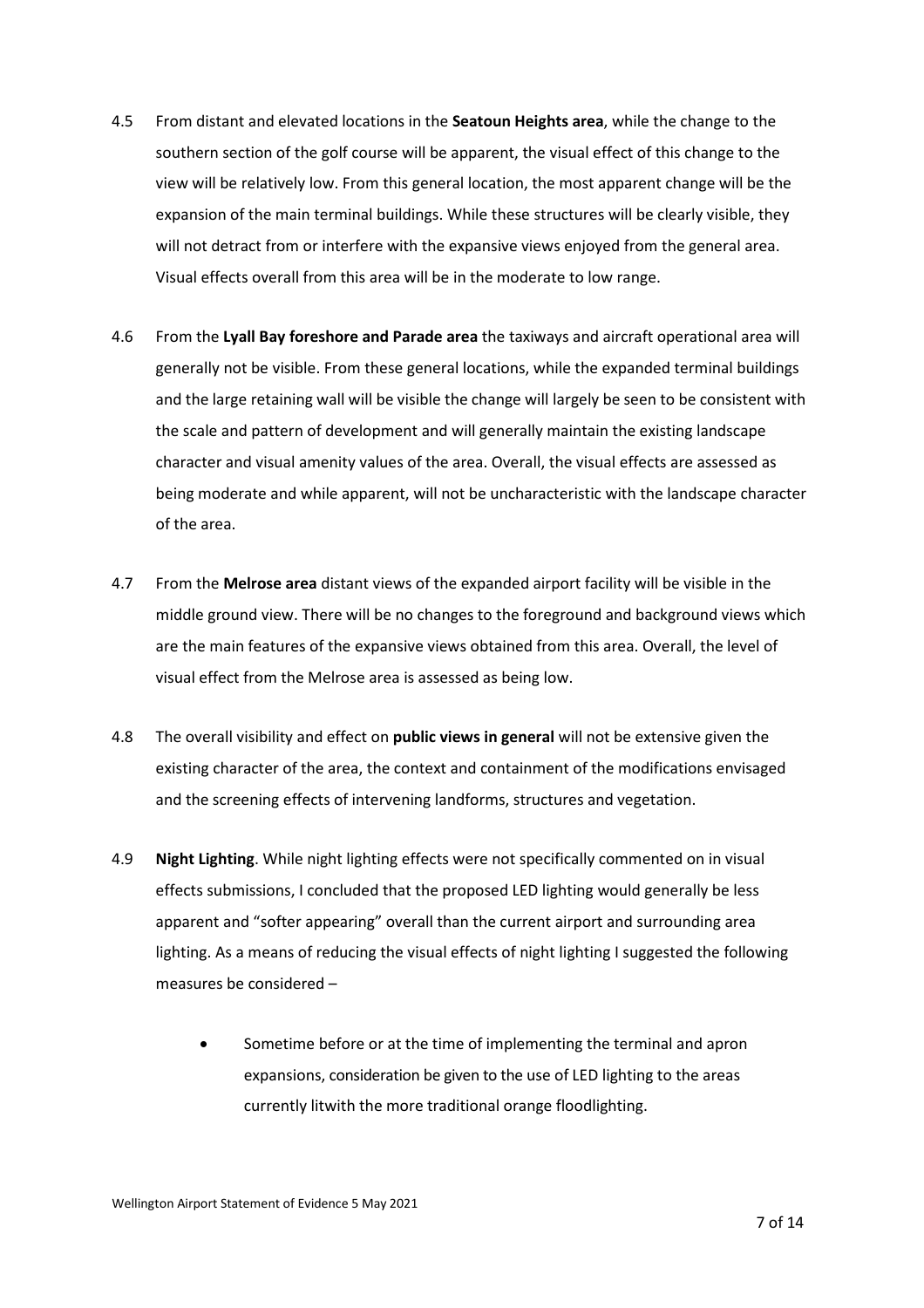4.5 From distant and elevated locations in the **Seatoun Heights area**, while the change to the southern section of the golf course will be apparent, the visual effect of this change to the view will be relatively low. From this general location, the most apparent change will be the expansion of the main terminal buildings. While these structures will be clearly visible, they will not detract from or interfere with the expansive views enjoyed from the general area. Visual effects overall from this area will be in the moderate to low range.

4.6 From the **Lyall Bay foreshore and Parade area** the taxiways and aircraft operational area will generally not be visible. From these general locations, while the expanded terminal buildings and the large retaining wall will be visible the change will largely be seen to be consistent with the scale and pattern of development and will generally maintain the existing landscape character and visual amenity values of the area. Overall, the visual effects are assessed as being moderate and while apparent, will not be uncharacteristic with the landscape character of the area.

4.7 From the **Melrose area** distant views of the expanded airport facility will be visible in the middle ground view. There will be no changes to the foreground and background views which are the main features of the expansive views obtained from this area. Overall, the level of visual effect from the Melrose area is assessed as being low.

4.8 The overall visibility and effect on **public views in general** will not be extensive given the existing character of the area, the context and containment of the modifications envisaged and the screening effects of intervening landforms, structures and vegetation.

4.9 **Night Lighting**. While night lighting effects were not specifically commented on in visual effects submissions, I concluded that the proposed LED lighting would generally be less apparent and "softer appearing" overall than the current airport and surrounding area lighting. As a means of reducing the visual effects of night lighting I suggested the following measures be considered –

- Sometime before or at the time of implementing the terminal and apron expansions, consideration be given to the use of LED lighting to the areas currently litwith the more traditional orange floodlighting.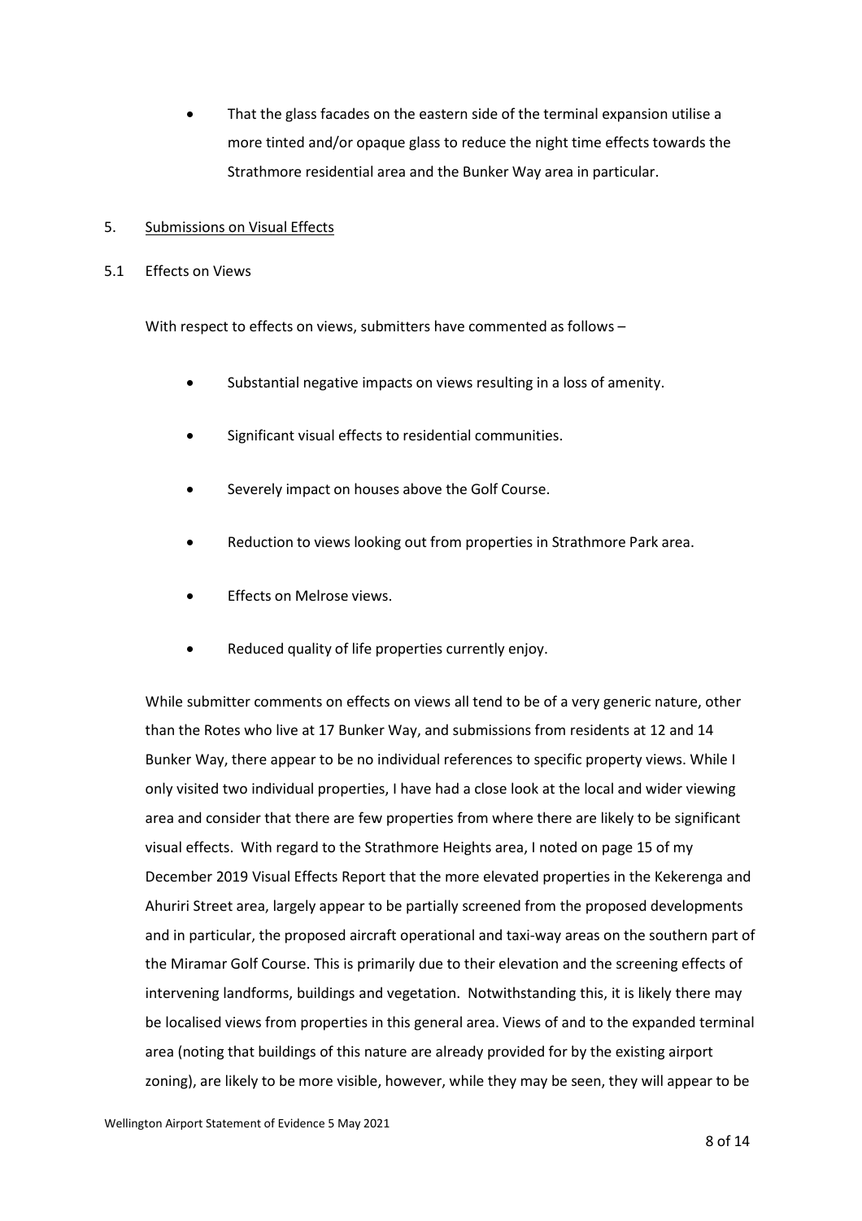- That the glass facades on the eastern side of the terminal expansion utilise a more tinted and/or opaque glass to reduce the night time effects towards the Strathmore residential area and the Bunker Way area in particular.

## 5. Submissions on Visual Effects

### 5.1 Effects on Views

With respect to effects on views, submitters have commented as follows –

- Substantial negative impacts on views resulting in a loss of amenity.
- Significant visual effects to residential communities.
- Severely impact on houses above the Golf Course.
- Reduction to views looking out from properties in Strathmore Park area.
- Effects on Melrose views.
- Reduced quality of life properties currently enjoy.

While submitter comments on effects on views all tend to be of a very generic nature, other than the Rotes who live at 17 Bunker Way, and submissions from residents at 12 and 14 Bunker Way, there appear to be no individual references to specific property views. While I only visited two individual properties, I have had a close look at the local and wider viewing area and consider that there are few properties from where there are likely to be significant visual effects. With regard to the Strathmore Heights area, I noted on page 15 of my December 2019 Visual Effects Report that the more elevated properties in the Kekerenga and Ahuriri Street area, largely appear to be partially screened from the proposed developments and in particular, the proposed aircraft operational and taxi-way areas on the southern part of the Miramar Golf Course. This is primarily due to their elevation and the screening effects of intervening landforms, buildings and vegetation. Notwithstanding this, it is likely there may be localised views from properties in this general area. Views of and to the expanded terminal area (noting that buildings of this nature are already provided for by the existing airport zoning), are likely to be more visible, however, while they may be seen, they will appear to be

Wellington Airport Statement of Evidence 5 May 2021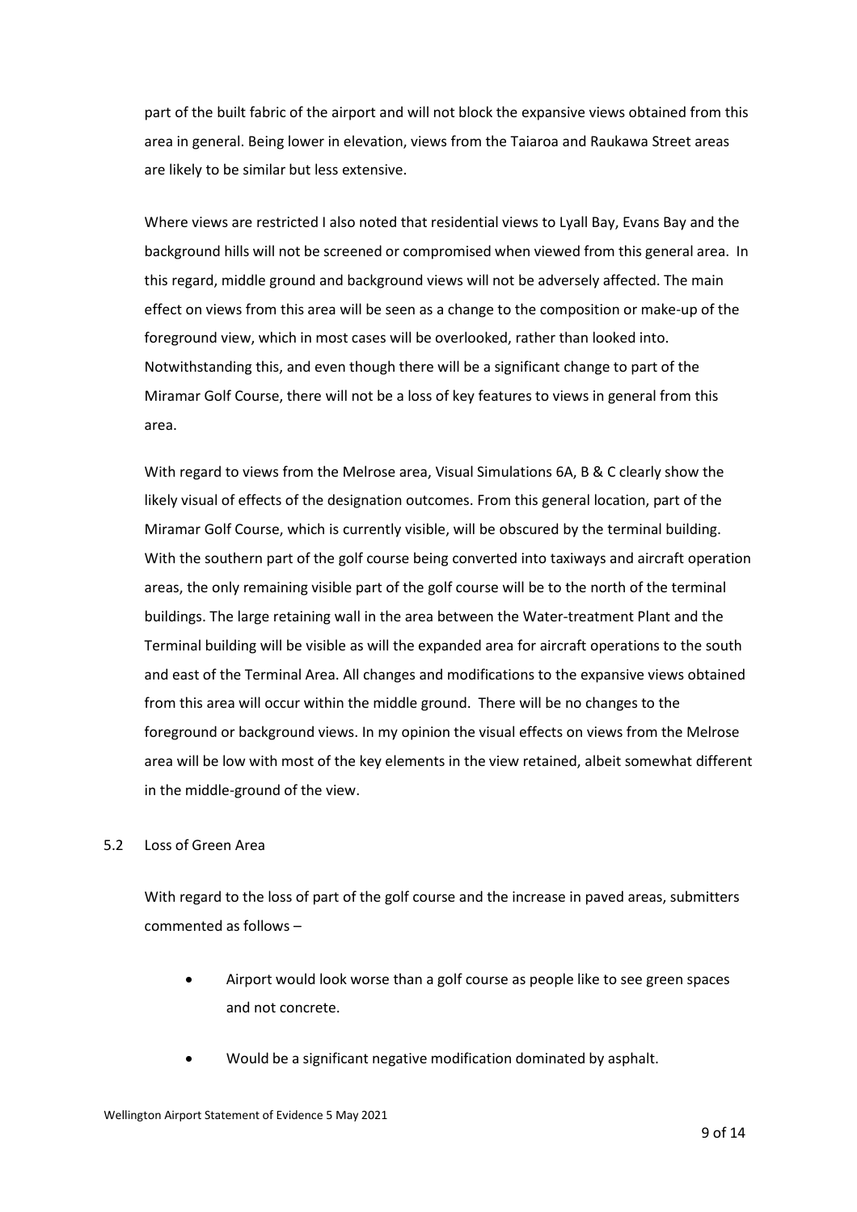part of the built fabric of the airport and will not block the expansive views obtained from this area in general. Being lower in elevation, views from the Taiaroa and Raukawa Street areas are likely to be similar but less extensive.

Where views are restricted I also noted that residential views to Lyall Bay, Evans Bay and the background hills will not be screened or compromised when viewed from this general area. In this regard, middle ground and background views will not be adversely affected. The main effect on views from this area will be seen as a change to the composition or make-up of the foreground view, which in most cases will be overlooked, rather than looked into. Notwithstanding this, and even though there will be a significant change to part of the Miramar Golf Course, there will not be a loss of key features to views in general from this area.

With regard to views from the Melrose area, Visual Simulations 6A, B & C clearly show the likely visual of effects of the designation outcomes. From this general location, part of the Miramar Golf Course, which is currently visible, will be obscured by the terminal building. With the southern part of the golf course being converted into taxiways and aircraft operation areas, the only remaining visible part of the golf course will be to the north of the terminal buildings. The large retaining wall in the area between the Water-treatment Plant and the Terminal building will be visible as will the expanded area for aircraft operations to the south and east of the Terminal Area. All changes and modifications to the expansive views obtained from this area will occur within the middle ground. There will be no changes to the foreground or background views. In my opinion the visual effects on views from the Melrose area will be low with most of the key elements in the view retained, albeit somewhat different in the middle-ground of the view.

## 5.2 Loss of Green Area

With regard to the loss of part of the golf course and the increase in paved areas, submitters commented as follows –

- Airport would look worse than a golf course as people like to see green spaces and not concrete.
- Would be a significant negative modification dominated by asphalt.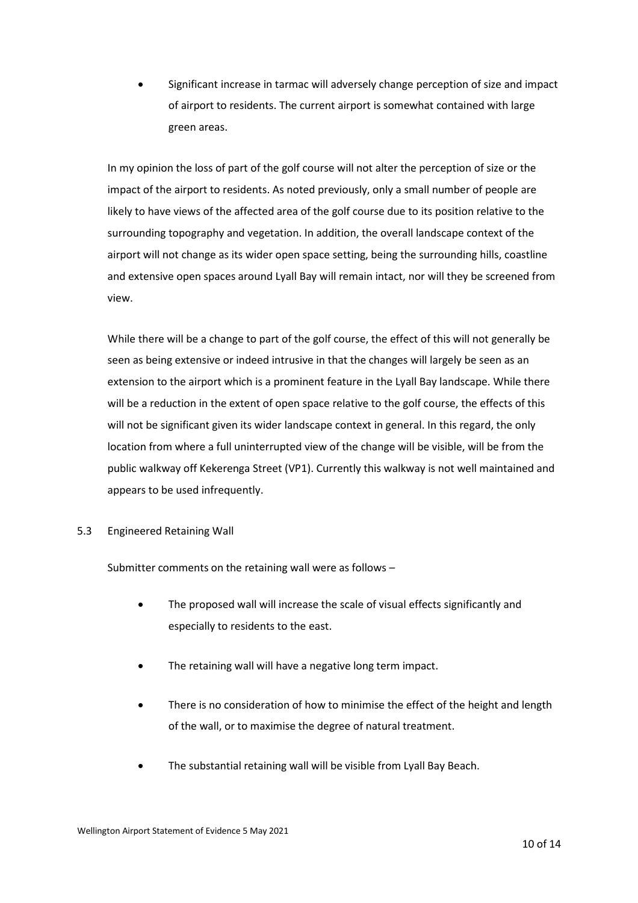- Significant increase in tarmac will adversely change perception of size and impact of airport to residents. The current airport is somewhat contained with large green areas.

In my opinion the loss of part of the golf course will not alter the perception of size or the impact of the airport to residents. As noted previously, only a small number of people are likely to have views of the affected area of the golf course due to its position relative to the surrounding topography and vegetation. In addition, the overall landscape context of the airport will not change as its wider open space setting, being the surrounding hills, coastline and extensive open spaces around Lyall Bay will remain intact, nor will they be screened from view.

While there will be a change to part of the golf course, the effect of this will not generally be seen as being extensive or indeed intrusive in that the changes will largely be seen as an extension to the airport which is a prominent feature in the Lyall Bay landscape. While there will be a reduction in the extent of open space relative to the golf course, the effects of this will not be significant given its wider landscape context in general. In this regard, the only location from where a full uninterrupted view of the change will be visible, will be from the public walkway off Kekerenga Street (VP1). Currently this walkway is not well maintained and appears to be used infrequently.

5.3 Engineered Retaining Wall

Submitter comments on the retaining wall were as follows –

- The proposed wall will increase the scale of visual effects significantly and especially to residents to the east.
- The retaining wall will have a negative long term impact.
- There is no consideration of how to minimise the effect of the height and length of the wall, or to maximise the degree of natural treatment.
- The substantial retaining wall will be visible from Lyall Bay Beach.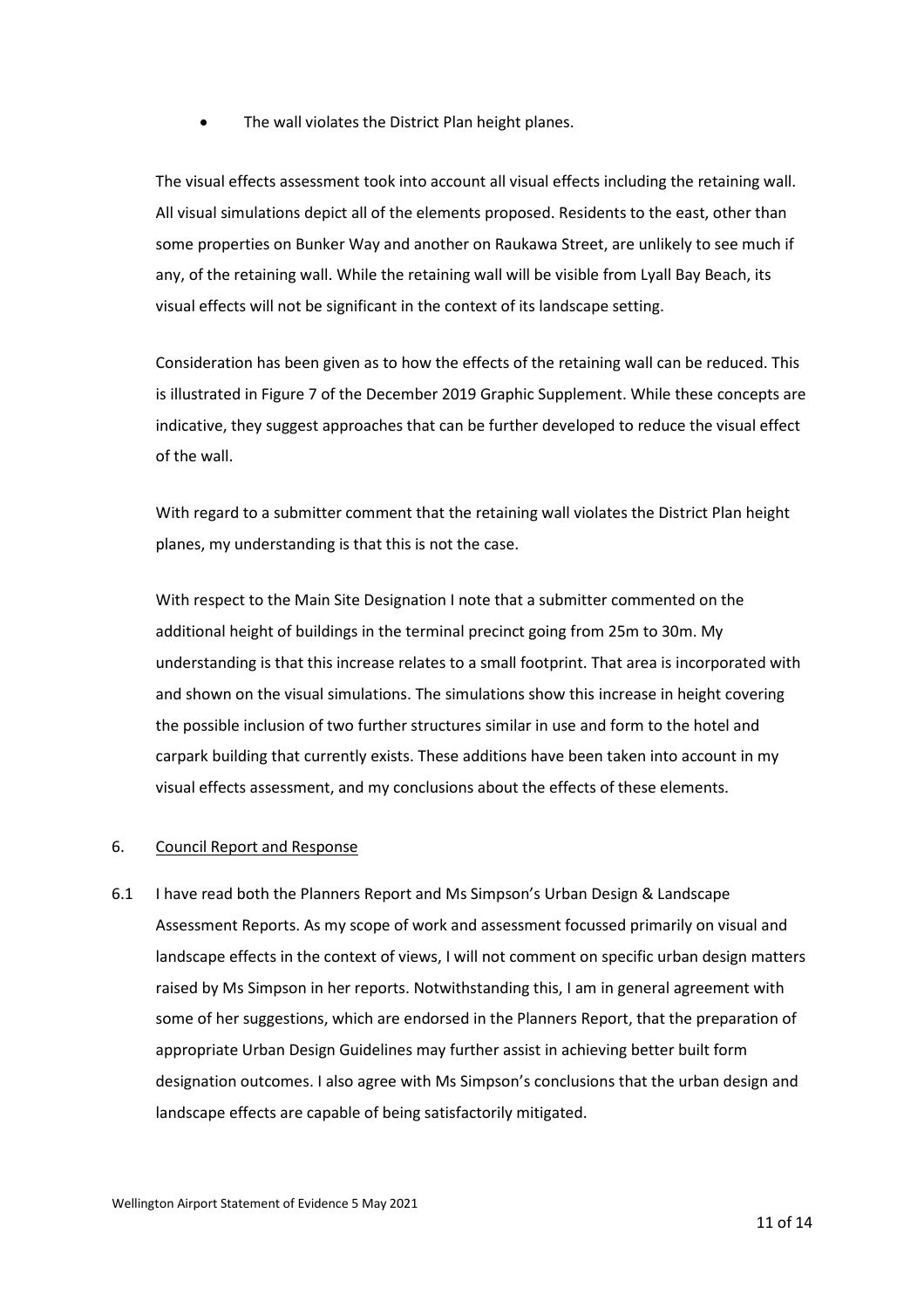- The wall violates the District Plan height planes.

The visual effects assessment took into account all visual effects including the retaining wall. All visual simulations depict all of the elements proposed. Residents to the east, other than some properties on Bunker Way and another on Raukawa Street, are unlikely to see much if any, of the retaining wall. While the retaining wall will be visible from Lyall Bay Beach, its visual effects will not be significant in the context of its landscape setting.

Consideration has been given as to how the effects of the retaining wall can be reduced. This is illustrated in Figure 7 of the December 2019 Graphic Supplement. While these concepts are indicative, they suggest approaches that can be further developed to reduce the visual effect of the wall.

With regard to a submitter comment that the retaining wall violates the District Plan height planes, my understanding is that this is not the case.

With respect to the Main Site Designation I note that a submitter commented on the additional height of buildings in the terminal precinct going from 25m to 30m. My understanding is that this increase relates to a small footprint. That area is incorporated with and shown on the visual simulations. The simulations show this increase in height covering the possible inclusion of two further structures similar in use and form to the hotel and carpark building that currently exists. These additions have been taken into account in my visual effects assessment, and my conclusions about the effects of these elements.

6. Council Report and Response

6.1 I have read both the Planners Report and Ms Simpson's Urban Design & Landscape Assessment Reports. As my scope of work and assessment focussed primarily on visual and landscape effects in the context of views, I will not comment on specific urban design matters raised by Ms Simpson in her reports. Notwithstanding this, I am in general agreement with some of her suggestions, which are endorsed in the Planners Report, that the preparation of appropriate Urban Design Guidelines may further assist in achieving better built form designation outcomes. I also agree with Ms Simpson's conclusions that the urban design and landscape effects are capable of being satisfactorily mitigated.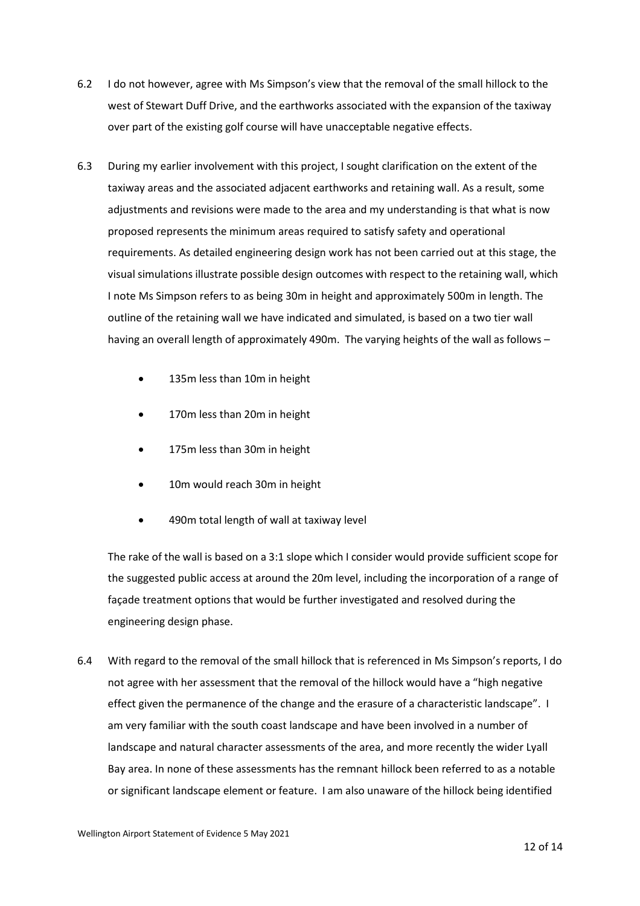6.2 I do not however, agree with Ms Simpson's view that the removal of the small hillock to the west of Stewart Duff Drive, and the earthworks associated with the expansion of the taxiway over part of the existing golf course will have unacceptable negative effects.

6.3 During my earlier involvement with this project, I sought clarification on the extent of the taxiway areas and the associated adjacent earthworks and retaining wall. As a result, some adjustments and revisions were made to the area and my understanding is that what is now proposed represents the minimum areas required to satisfy safety and operational requirements. As detailed engineering design work has not been carried out at this stage, the visual simulations illustrate possible design outcomes with respect to the retaining wall, which I note Ms Simpson refers to as being 30m in height and approximately 500m in length. The outline of the retaining wall we have indicated and simulated, is based on a two tier wall having an overall length of approximately 490m. The varying heights of the wall as follows –

- 135m less than 10m in height
- 170m less than 20m in height
- 175m less than 30m in height
- 10m would reach 30m in height
- 490m total length of wall at taxiway level

The rake of the wall is based on a 3:1 slope which I consider would provide sufficient scope for the suggested public access at around the 20m level, including the incorporation of a range of façade treatment options that would be further investigated and resolved during the engineering design phase.

6.4 With regard to the removal of the small hillock that is referenced in Ms Simpson's reports, I do not agree with her assessment that the removal of the hillock would have a "high negative effect given the permanence of the change and the erasure of a characteristic landscape". I am very familiar with the south coast landscape and have been involved in a number of landscape and natural character assessments of the area, and more recently the wider Lyall Bay area. In none of these assessments has the remnant hillock been referred to as a notable or significant landscape element or feature. I am also unaware of the hillock being identified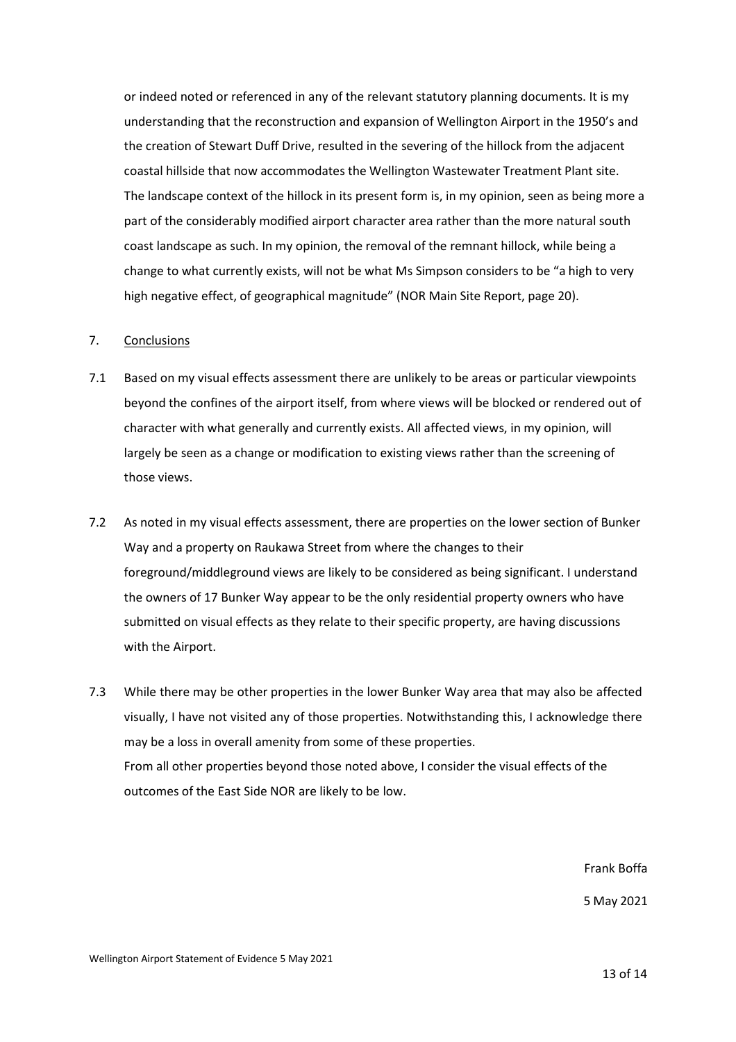or indeed noted or referenced in any of the relevant statutory planning documents. It is my understanding that the reconstruction and expansion of Wellington Airport in the 1950's and the creation of Stewart Duff Drive, resulted in the severing of the hillock from the adjacent coastal hillside that now accommodates the Wellington Wastewater Treatment Plant site. The landscape context of the hillock in its present form is, in my opinion, seen as being more a part of the considerably modified airport character area rather than the more natural south coast landscape as such. In my opinion, the removal of the remnant hillock, while being a change to what currently exists, will not be what Ms Simpson considers to be "a high to very high negative effect, of geographical magnitude" (NOR Main Site Report, page 20).

7. Conclusions

7.1 Based on my visual effects assessment there are unlikely to be areas or particular viewpoints beyond the confines of the airport itself, from where views will be blocked or rendered out of character with what generally and currently exists. All affected views, in my opinion, will largely be seen as a change or modification to existing views rather than the screening of those views.

7.2 As noted in my visual effects assessment, there are properties on the lower section of Bunker Way and a property on Raukawa Street from where the changes to their foreground/middleground views are likely to be considered as being significant. I understand the owners of 17 Bunker Way appear to be the only residential property owners who have submitted on visual effects as they relate to their specific property, are having discussions with the Airport.

7.3 While there may be other properties in the lower Bunker Way area that may also be affected visually, I have not visited any of those properties. Notwithstanding this, I acknowledge there may be a loss in overall amenity from some of these properties.
From all other properties beyond those noted above, I consider the visual effects of the outcomes of the East Side NOR are likely to be low.

Frank Boffa

5 May 2021